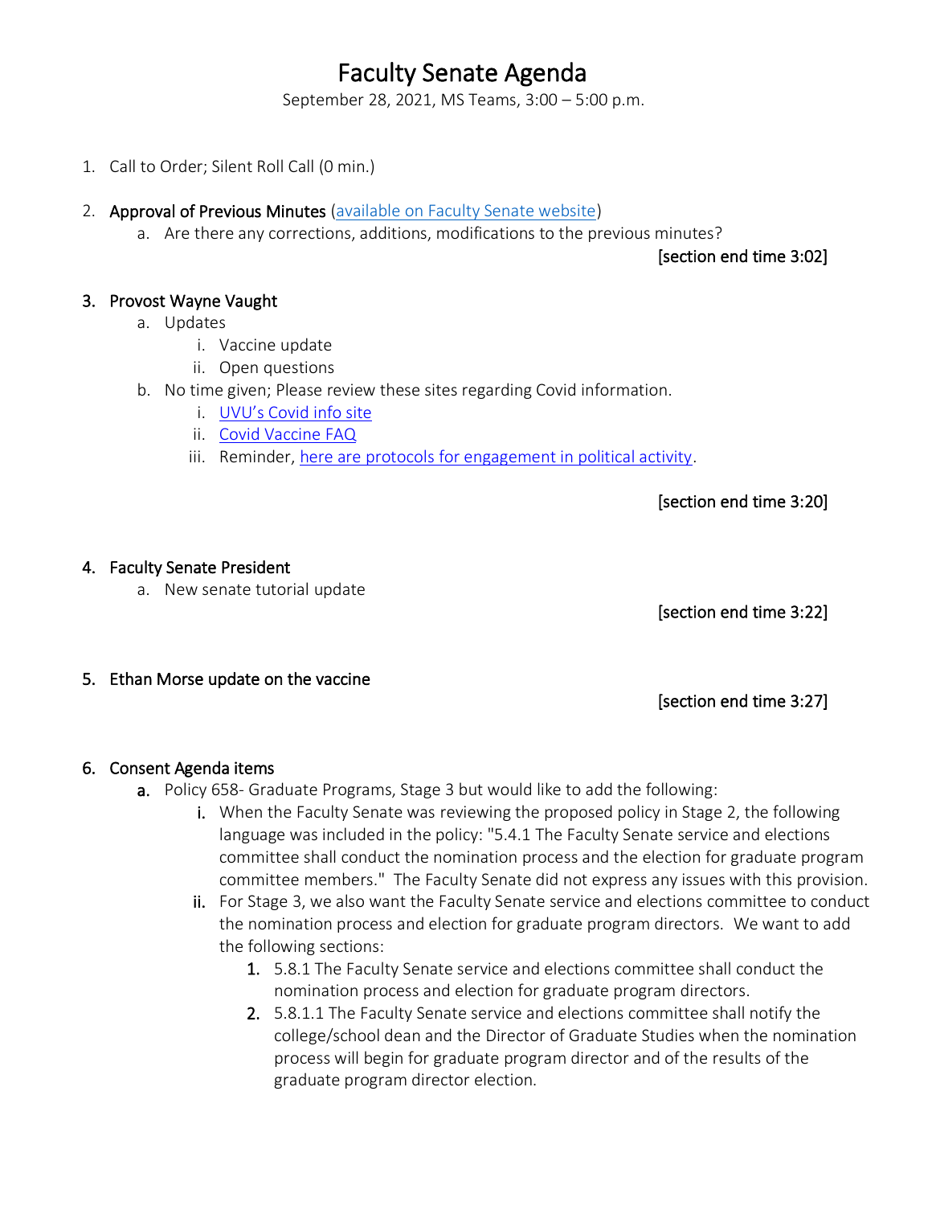# Faculty Senate Agenda

September 28, 2021, MS Teams, 3:00 – 5:00 p.m.

1. Call to Order; Silent Roll Call (0 min.)

2. **Approval of Previous Minutes** (available on Faculty Senate website)
   a. Are there any corrections, additions, modifications to the previous minutes?

   **[section end time 3:02]**

3. **Provost Wayne Vaught**
   a. Updates
      i. Vaccine update
      ii. Open questions
   b. No time given; Please review these sites regarding Covid information.
      i. UVU's Covid info site
      ii. Covid Vaccine FAQ
      iii. Reminder, here are protocols for engagement in political activity.

   **[section end time 3:20]**

4. **Faculty Senate President**
   a. New senate tutorial update

   **[section end time 3:22]**

5. **Ethan Morse update on the vaccine**

   **[section end time 3:27]**

6. **Consent Agenda items**
   a. Policy 658- Graduate Programs, Stage 3 but would like to add the following:
      i. When the Faculty Senate was reviewing the proposed policy in Stage 2, the following language was included in the policy: "5.4.1 The Faculty Senate service and elections committee shall conduct the nomination process and the election for graduate program committee members." The Faculty Senate did not express any issues with this provision.
      ii. For Stage 3, we also want the Faculty Senate service and elections committee to conduct the nomination process and election for graduate program directors. We want to add the following sections:
         1. 5.8.1 The Faculty Senate service and elections committee shall conduct the nomination process and election for graduate program directors.
         2. 5.8.1.1 The Faculty Senate service and elections committee shall notify the college/school dean and the Director of Graduate Studies when the nomination process will begin for graduate program director and of the results of the graduate program director election.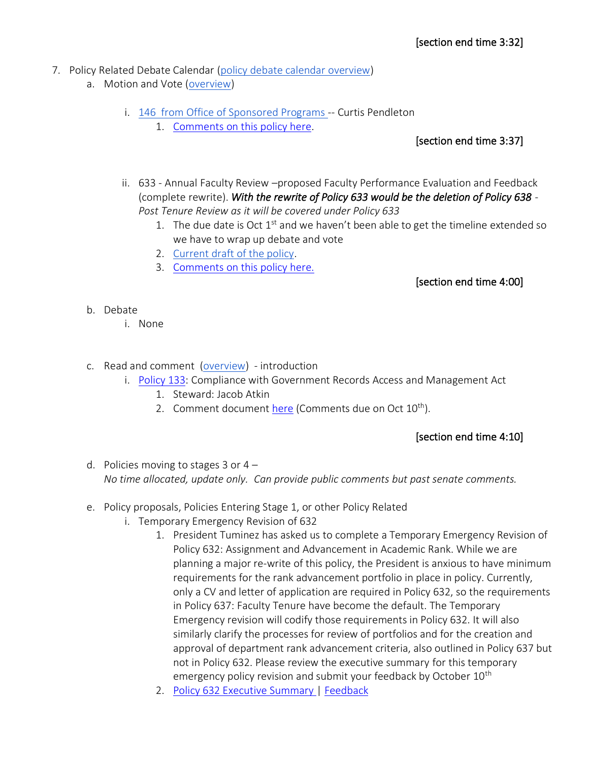[section end time 3:32]

7. Policy Related Debate Calendar (policy debate calendar overview)
    a. Motion and Vote (overview)
        i. 146 from Office of Sponsored Programs -- Curtis Pendleton
            1. Comments on this policy here.

[section end time 3:37]

        ii. 633 - Annual Faculty Review –proposed Faculty Performance Evaluation and Feedback (complete rewrite). ***With the rewrite of Policy 633 would be the deletion of Policy 638*** *- Post Tenure Review as it will be covered under Policy 633*
            1. The due date is Oct 1st and we haven't been able to get the timeline extended so we have to wrap up debate and vote
            2. Current draft of the policy.
            3. Comments on this policy here.

[section end time 4:00]

    b. Debate
        i. None

    c. Read and comment (overview) - introduction
        i. Policy 133: Compliance with Government Records Access and Management Act
            1. Steward: Jacob Atkin
            2. Comment document here (Comments due on Oct 10th).

[section end time 4:10]

    d. Policies moving to stages 3 or 4 –
    *No time allocated, update only. Can provide public comments but past senate comments.*

    e. Policy proposals, Policies Entering Stage 1, or other Policy Related
        i. Temporary Emergency Revision of 632
            1. President Tuminez has asked us to complete a Temporary Emergency Revision of Policy 632: Assignment and Advancement in Academic Rank. While we are planning a major re-write of this policy, the President is anxious to have minimum requirements for the rank advancement portfolio in place in policy. Currently, only a CV and letter of application are required in Policy 632, so the requirements in Policy 637: Faculty Tenure have become the default. The Temporary Emergency revision will codify those requirements in Policy 632. It will also similarly clarify the processes for review of portfolios and for the creation and approval of department rank advancement criteria, also outlined in Policy 637 but not in Policy 632. Please review the executive summary for this temporary emergency policy revision and submit your feedback by October 10th
            2. Policy 632 Executive Summary | Feedback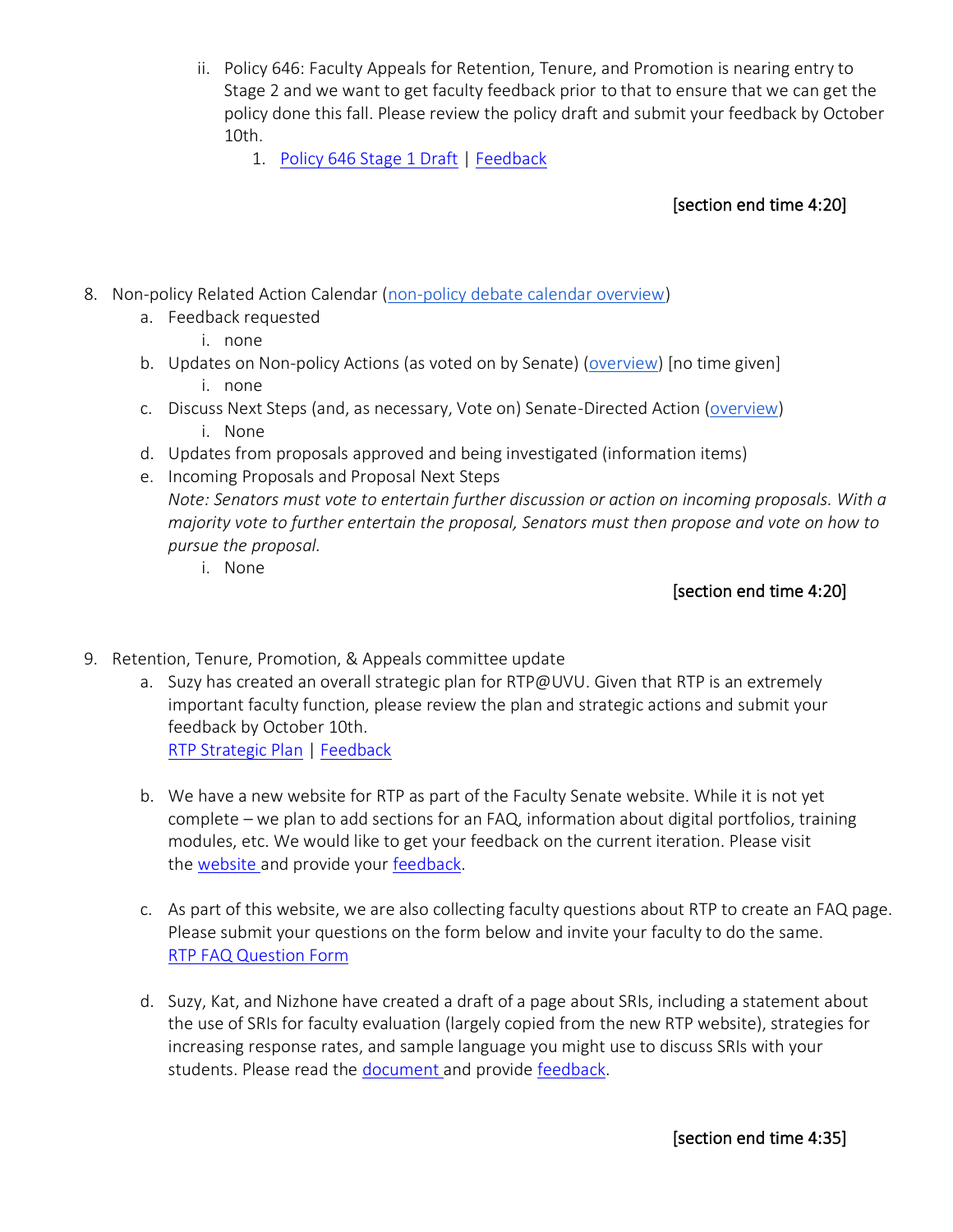ii. Policy 646: Faculty Appeals for Retention, Tenure, and Promotion is nearing entry to Stage 2 and we want to get faculty feedback prior to that to ensure that we can get the policy done this fall. Please review the policy draft and submit your feedback by October 10th.
      1. Policy 646 Stage 1 Draft | Feedback

[section end time 4:20]

8. Non-policy Related Action Calendar (non-policy debate calendar overview)
   a. Feedback requested
      i. none
   b. Updates on Non-policy Actions (as voted on by Senate) (overview) [no time given]
      i. none
   c. Discuss Next Steps (and, as necessary, Vote on) Senate-Directed Action (overview)
      i. None
   d. Updates from proposals approved and being investigated (information items)
   e. Incoming Proposals and Proposal Next Steps
      *Note: Senators must vote to entertain further discussion or action on incoming proposals. With a majority vote to further entertain the proposal, Senators must then propose and vote on how to pursue the proposal.*
      i. None

[section end time 4:20]

9. Retention, Tenure, Promotion, & Appeals committee update
   a. Suzy has created an overall strategic plan for RTP@UVU. Given that RTP is an extremely important faculty function, please review the plan and strategic actions and submit your feedback by October 10th.
      RTP Strategic Plan | Feedback

   b. We have a new website for RTP as part of the Faculty Senate website. While it is not yet complete – we plan to add sections for an FAQ, information about digital portfolios, training modules, etc. We would like to get your feedback on the current iteration. Please visit the website and provide your feedback.

   c. As part of this website, we are also collecting faculty questions about RTP to create an FAQ page. Please submit your questions on the form below and invite your faculty to do the same.
      RTP FAQ Question Form

   d. Suzy, Kat, and Nizhone have created a draft of a page about SRIs, including a statement about the use of SRIs for faculty evaluation (largely copied from the new RTP website), strategies for increasing response rates, and sample language you might use to discuss SRIs with your students. Please read the document and provide feedback.

[section end time 4:35]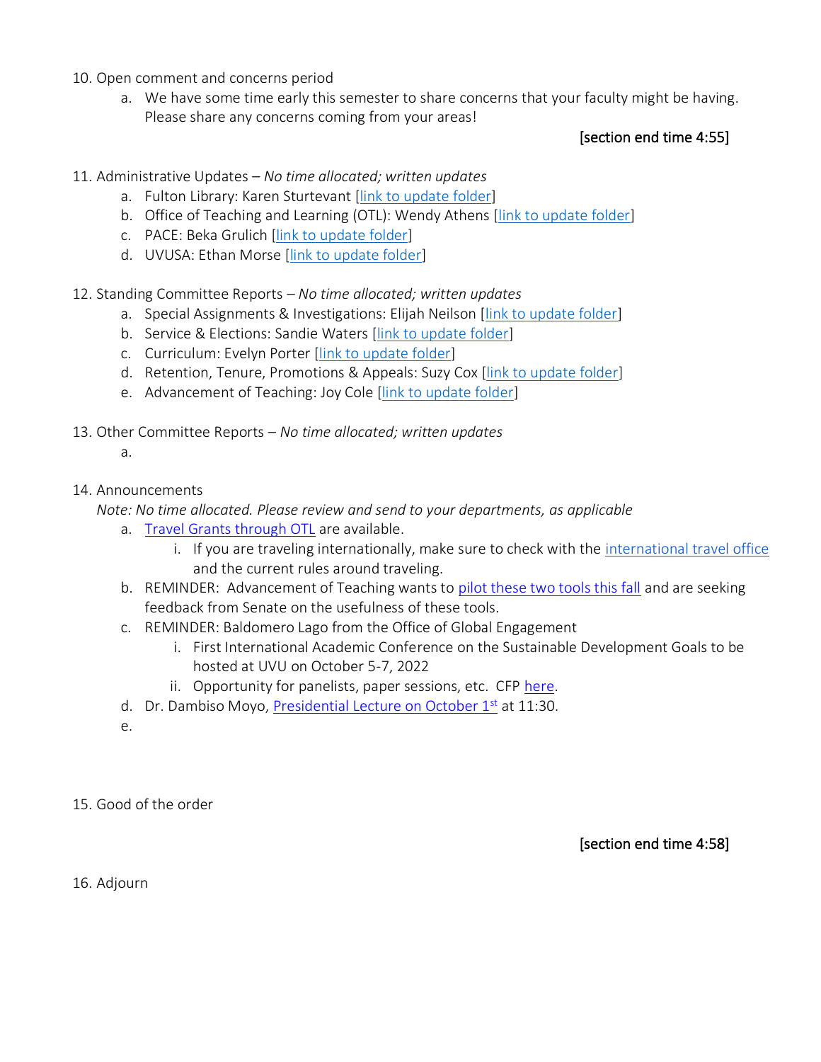10. Open comment and concerns period
    a. We have some time early this semester to share concerns that your faculty might be having. Please share any concerns coming from your areas!

[section end time 4:55]

11. Administrative Updates – *No time allocated; written updates*
    a. Fulton Library: Karen Sturtevant [link to update folder]
    b. Office of Teaching and Learning (OTL): Wendy Athens [link to update folder]
    c. PACE: Beka Grulich [link to update folder]
    d. UVUSA: Ethan Morse [link to update folder]

12. Standing Committee Reports – *No time allocated; written updates*
    a. Special Assignments & Investigations: Elijah Neilson [link to update folder]
    b. Service & Elections: Sandie Waters [link to update folder]
    c. Curriculum: Evelyn Porter [link to update folder]
    d. Retention, Tenure, Promotions & Appeals: Suzy Cox [link to update folder]
    e. Advancement of Teaching: Joy Cole [link to update folder]

13. Other Committee Reports – *No time allocated; written updates*
    a.

14. Announcements
    *Note: No time allocated. Please review and send to your departments, as applicable*
    a. Travel Grants through OTL are available.
        i. If you are traveling internationally, make sure to check with the international travel office and the current rules around traveling.
    b. REMINDER: Advancement of Teaching wants to pilot these two tools this fall and are seeking feedback from Senate on the usefulness of these tools.
    c. REMINDER: Baldomero Lago from the Office of Global Engagement
        i. First International Academic Conference on the Sustainable Development Goals to be hosted at UVU on October 5-7, 2022
        ii. Opportunity for panelists, paper sessions, etc. CFP here.
    d. Dr. Dambiso Moyo, Presidential Lecture on October 1st at 11:30.
    e.

15. Good of the order

[section end time 4:58]

16. Adjourn